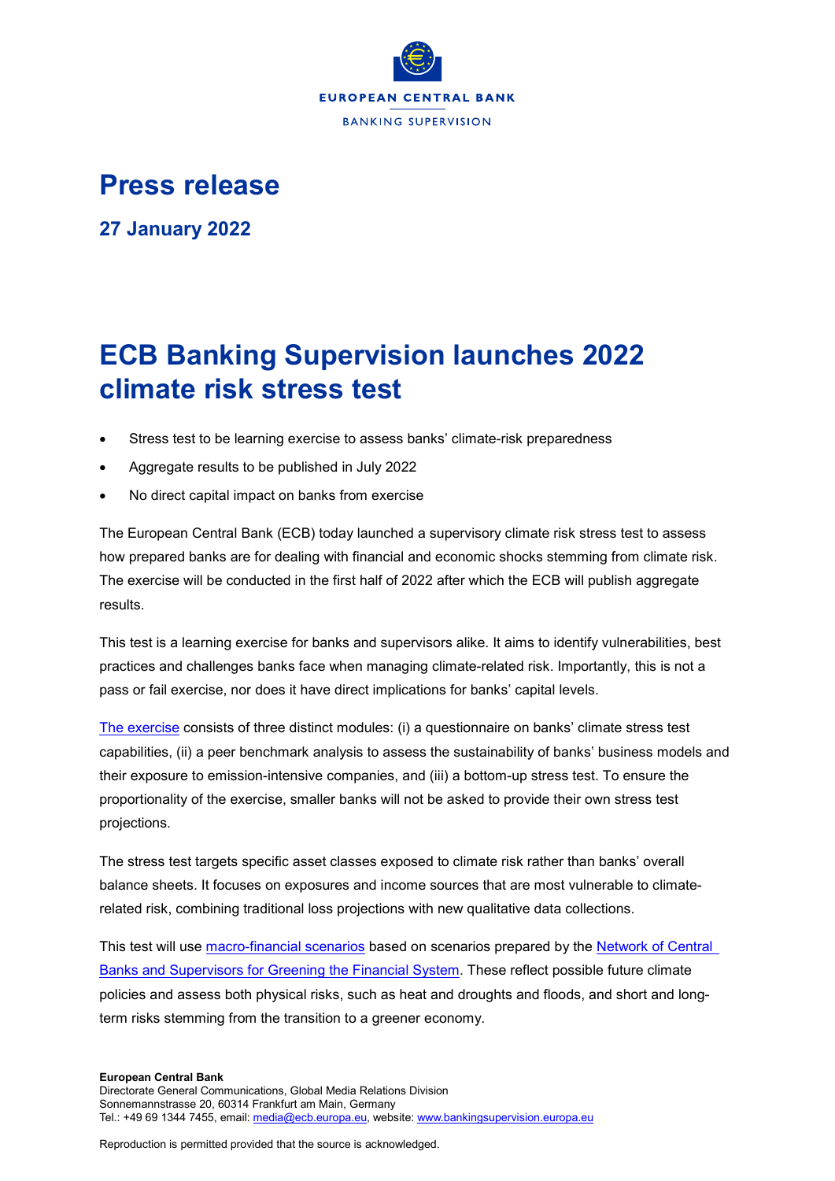EUROPEAN CENTRAL BANK

BANKING SUPERVISION

# Press release

## 27 January 2022

# ECB Banking Supervision launches 2022 climate risk stress test

- Stress test to be learning exercise to assess banks' climate-risk preparedness
- Aggregate results to be published in July 2022
- No direct capital impact on banks from exercise

The European Central Bank (ECB) today launched a supervisory climate risk stress test to assess how prepared banks are for dealing with financial and economic shocks stemming from climate risk. The exercise will be conducted in the first half of 2022 after which the ECB will publish aggregate results.

This test is a learning exercise for banks and supervisors alike. It aims to identify vulnerabilities, best practices and challenges banks face when managing climate-related risk. Importantly, this is not a pass or fail exercise, nor does it have direct implications for banks' capital levels.

[The exercise](#) consists of three distinct modules: (i) a questionnaire on banks' climate stress test capabilities, (ii) a peer benchmark analysis to assess the sustainability of banks' business models and their exposure to emission-intensive companies, and (iii) a bottom-up stress test. To ensure the proportionality of the exercise, smaller banks will not be asked to provide their own stress test projections.

The stress test targets specific asset classes exposed to climate risk rather than banks' overall balance sheets. It focuses on exposures and income sources that are most vulnerable to climate-related risk, combining traditional loss projections with new qualitative data collections.

This test will use [macro-financial scenarios](#) based on scenarios prepared by the [Network of Central Banks and Supervisors for Greening the Financial System](#). These reflect possible future climate policies and assess both physical risks, such as heat and droughts and floods, and short and long-term risks stemming from the transition to a greener economy.

**European Central Bank**
Directorate General Communications, Global Media Relations Division
Sonnemannstrasse 20, 60314 Frankfurt am Main, Germany
Tel.: +49 69 1344 7455, email: media@ecb.europa.eu, website: www.bankingsupervision.europa.eu

Reproduction is permitted provided that the source is acknowledged.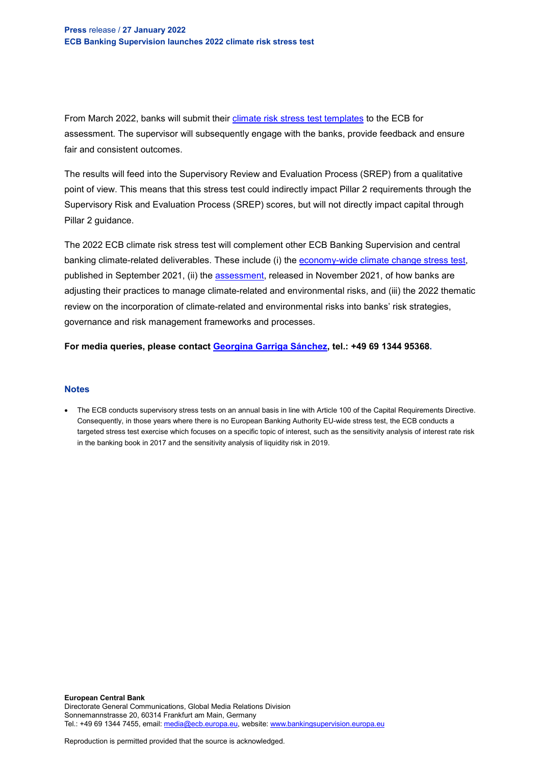From March 2022, banks will submit their climate risk stress test templates to the ECB for assessment. The supervisor will subsequently engage with the banks, provide feedback and ensure fair and consistent outcomes.

The results will feed into the Supervisory Review and Evaluation Process (SREP) from a qualitative point of view. This means that this stress test could indirectly impact Pillar 2 requirements through the Supervisory Risk and Evaluation Process (SREP) scores, but will not directly impact capital through Pillar 2 guidance.

The 2022 ECB climate risk stress test will complement other ECB Banking Supervision and central banking climate-related deliverables. These include (i) the economy-wide climate change stress test, published in September 2021, (ii) the assessment, released in November 2021, of how banks are adjusting their practices to manage climate-related and environmental risks, and (iii) the 2022 thematic review on the incorporation of climate-related and environmental risks into banks' risk strategies, governance and risk management frameworks and processes.

**For media queries, please contact Georgina Garriga Sánchez, tel.: +49 69 1344 95368.**

## Notes

- The ECB conducts supervisory stress tests on an annual basis in line with Article 100 of the Capital Requirements Directive. Consequently, in those years where there is no European Banking Authority EU-wide stress test, the ECB conducts a targeted stress test exercise which focuses on a specific topic of interest, such as the sensitivity analysis of interest rate risk in the banking book in 2017 and the sensitivity analysis of liquidity risk in 2019.

**European Central Bank**
Directorate General Communications, Global Media Relations Division
Sonnemannstrasse 20, 60314 Frankfurt am Main, Germany
Tel.: +49 69 1344 7455, email: media@ecb.europa.eu, website: www.bankingsupervision.europa.eu

Reproduction is permitted provided that the source is acknowledged.